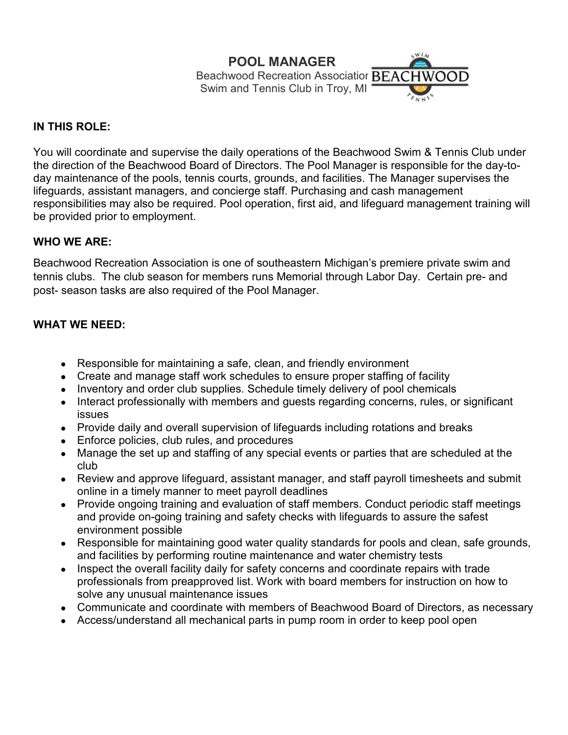# POOL MANAGER

Beachwood Recreation Association
Swim and Tennis Club in Troy, MI

**IN THIS ROLE:**

You will coordinate and supervise the daily operations of the Beachwood Swim & Tennis Club under the direction of the Beachwood Board of Directors. The Pool Manager is responsible for the day-to-day maintenance of the pools, tennis courts, grounds, and facilities. The Manager supervises the lifeguards, assistant managers, and concierge staff. Purchasing and cash management responsibilities may also be required. Pool operation, first aid, and lifeguard management training will be provided prior to employment.

**WHO WE ARE:**

Beachwood Recreation Association is one of southeastern Michigan's premiere private swim and tennis clubs. The club season for members runs Memorial through Labor Day. Certain pre- and post- season tasks are also required of the Pool Manager.

**WHAT WE NEED:**

- Responsible for maintaining a safe, clean, and friendly environment
- Create and manage staff work schedules to ensure proper staffing of facility
- Inventory and order club supplies. Schedule timely delivery of pool chemicals
- Interact professionally with members and guests regarding concerns, rules, or significant issues
- Provide daily and overall supervision of lifeguards including rotations and breaks
- Enforce policies, club rules, and procedures
- Manage the set up and staffing of any special events or parties that are scheduled at the club
- Review and approve lifeguard, assistant manager, and staff payroll timesheets and submit online in a timely manner to meet payroll deadlines
- Provide ongoing training and evaluation of staff members. Conduct periodic staff meetings and provide on-going training and safety checks with lifeguards to assure the safest environment possible
- Responsible for maintaining good water quality standards for pools and clean, safe grounds, and facilities by performing routine maintenance and water chemistry tests
- Inspect the overall facility daily for safety concerns and coordinate repairs with trade professionals from preapproved list. Work with board members for instruction on how to solve any unusual maintenance issues
- Communicate and coordinate with members of Beachwood Board of Directors, as necessary
- Access/understand all mechanical parts in pump room in order to keep pool open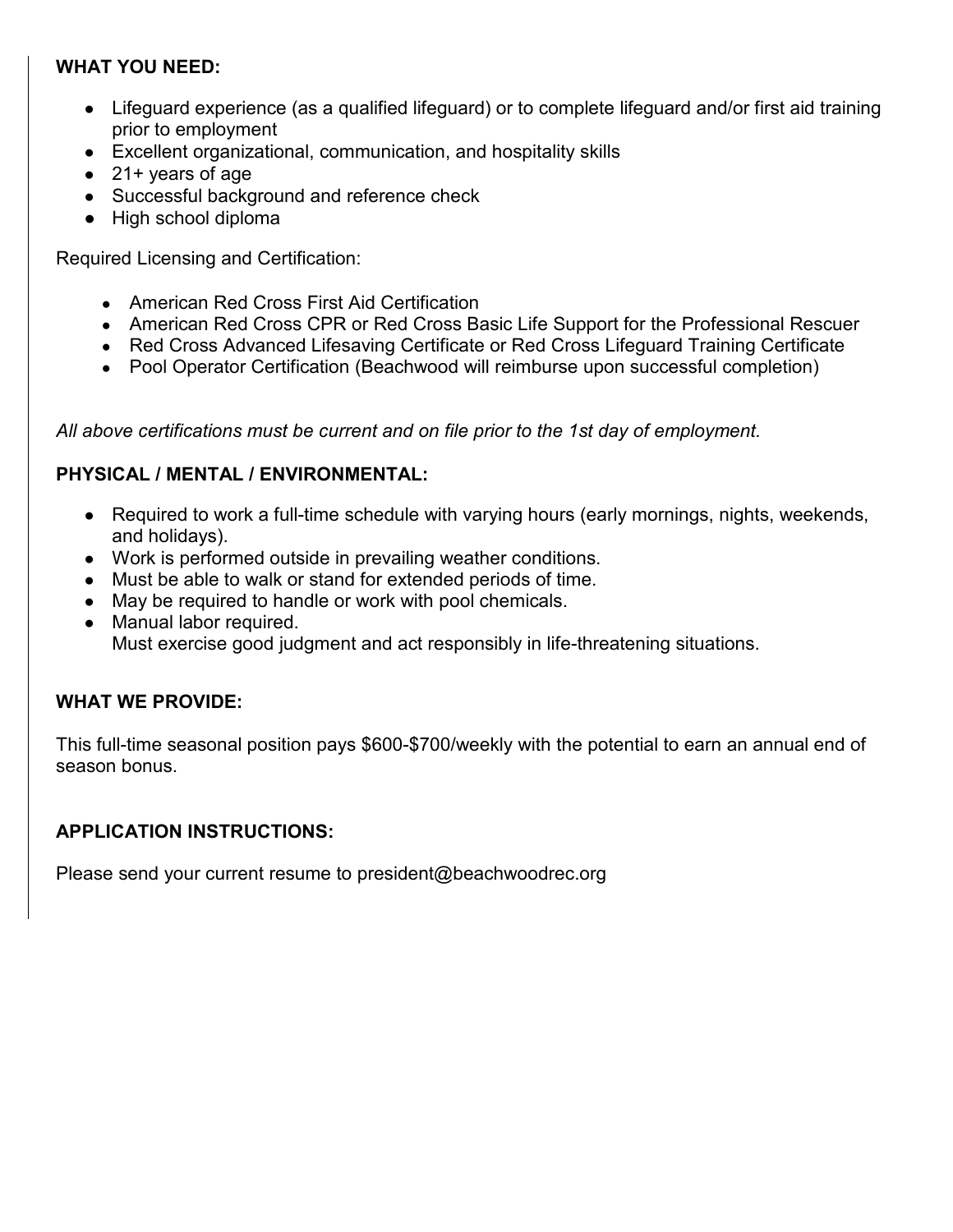**WHAT YOU NEED:**

- Lifeguard experience (as a qualified lifeguard) or to complete lifeguard and/or first aid training prior to employment
- Excellent organizational, communication, and hospitality skills
- 21+ years of age
- Successful background and reference check
- High school diploma

Required Licensing and Certification:

- American Red Cross First Aid Certification
- American Red Cross CPR or Red Cross Basic Life Support for the Professional Rescuer
- Red Cross Advanced Lifesaving Certificate or Red Cross Lifeguard Training Certificate
- Pool Operator Certification (Beachwood will reimburse upon successful completion)

*All above certifications must be current and on file prior to the 1st day of employment.*

**PHYSICAL / MENTAL / ENVIRONMENTAL:**

- Required to work a full-time schedule with varying hours (early mornings, nights, weekends, and holidays).
- Work is performed outside in prevailing weather conditions.
- Must be able to walk or stand for extended periods of time.
- May be required to handle or work with pool chemicals.
- Manual labor required.
  Must exercise good judgment and act responsibly in life-threatening situations.

**WHAT WE PROVIDE:**

This full-time seasonal position pays $600-$700/weekly with the potential to earn an annual end of season bonus.

**APPLICATION INSTRUCTIONS:**

Please send your current resume to president@beachwoodrec.org